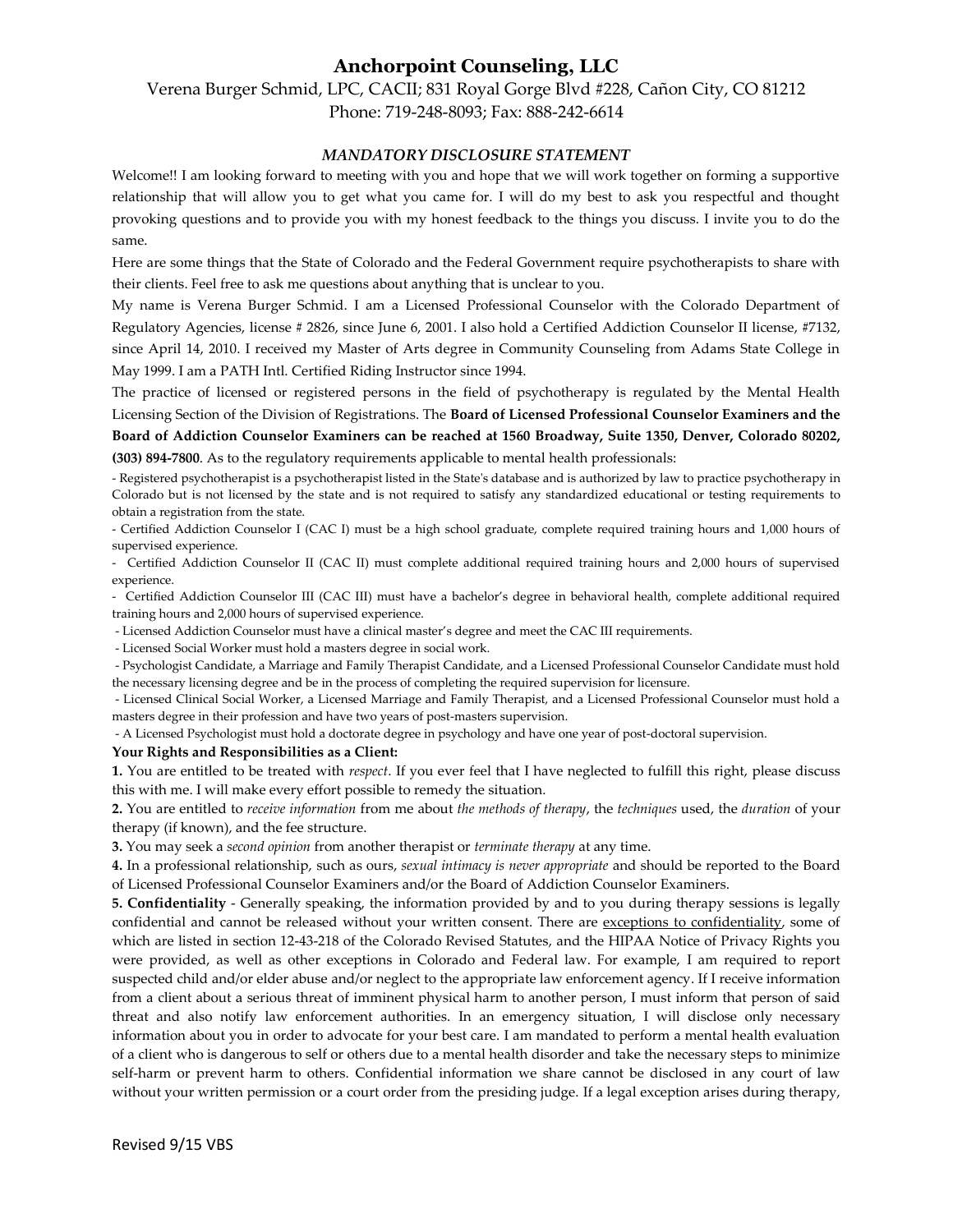# Anchorpoint Counseling, LLC

Verena Burger Schmid, LPC, CACII; 831 Royal Gorge Blvd #228, Cañon City, CO 81212

Phone: 719-248-8093; Fax: 888-242-6614

## *MANDATORY DISCLOSURE STATEMENT*

Welcome!! I am looking forward to meeting with you and hope that we will work together on forming a supportive relationship that will allow you to get what you came for. I will do my best to ask you respectful and thought provoking questions and to provide you with my honest feedback to the things you discuss. I invite you to do the same.

Here are some things that the State of Colorado and the Federal Government require psychotherapists to share with their clients. Feel free to ask me questions about anything that is unclear to you.

My name is Verena Burger Schmid. I am a Licensed Professional Counselor with the Colorado Department of Regulatory Agencies, license # 2826, since June 6, 2001. I also hold a Certified Addiction Counselor II license, #7132, since April 14, 2010. I received my Master of Arts degree in Community Counseling from Adams State College in May 1999. I am a PATH Intl. Certified Riding Instructor since 1994.

The practice of licensed or registered persons in the field of psychotherapy is regulated by the Mental Health Licensing Section of the Division of Registrations. The **Board of Licensed Professional Counselor Examiners and the Board of Addiction Counselor Examiners can be reached at 1560 Broadway, Suite 1350, Denver, Colorado 80202, (303) 894-7800**. As to the regulatory requirements applicable to mental health professionals:

- Registered psychotherapist is a psychotherapist listed in the State's database and is authorized by law to practice psychotherapy in Colorado but is not licensed by the state and is not required to satisfy any standardized educational or testing requirements to obtain a registration from the state.
- Certified Addiction Counselor I (CAC I) must be a high school graduate, complete required training hours and 1,000 hours of supervised experience.
- Certified Addiction Counselor II (CAC II) must complete additional required training hours and 2,000 hours of supervised experience.
- Certified Addiction Counselor III (CAC III) must have a bachelor's degree in behavioral health, complete additional required training hours and 2,000 hours of supervised experience.
- Licensed Addiction Counselor must have a clinical master's degree and meet the CAC III requirements.
- Licensed Social Worker must hold a masters degree in social work.
- Psychologist Candidate, a Marriage and Family Therapist Candidate, and a Licensed Professional Counselor Candidate must hold the necessary licensing degree and be in the process of completing the required supervision for licensure.
- Licensed Clinical Social Worker, a Licensed Marriage and Family Therapist, and a Licensed Professional Counselor must hold a masters degree in their profession and have two years of post-masters supervision.
- A Licensed Psychologist must hold a doctorate degree in psychology and have one year of post-doctoral supervision.

**Your Rights and Responsibilities as a Client:**

**1.** You are entitled to be treated with *respect*. If you ever feel that I have neglected to fulfill this right, please discuss this with me. I will make every effort possible to remedy the situation.

**2.** You are entitled to *receive information* from me about *the methods of therapy*, the *techniques* used, the *duration* of your therapy (if known), and the fee structure.

**3.** You may seek a *second opinion* from another therapist or *terminate therapy* at any time.

**4.** In a professional relationship, such as ours, *sexual intimacy is never appropriate* and should be reported to the Board of Licensed Professional Counselor Examiners and/or the Board of Addiction Counselor Examiners.

**5. Confidentiality** - Generally speaking, the information provided by and to you during therapy sessions is legally confidential and cannot be released without your written consent. There are exceptions to confidentiality, some of which are listed in section 12-43-218 of the Colorado Revised Statutes, and the HIPAA Notice of Privacy Rights you were provided, as well as other exceptions in Colorado and Federal law. For example, I am required to report suspected child and/or elder abuse and/or neglect to the appropriate law enforcement agency. If I receive information from a client about a serious threat of imminent physical harm to another person, I must inform that person of said threat and also notify law enforcement authorities. In an emergency situation, I will disclose only necessary information about you in order to advocate for your best care. I am mandated to perform a mental health evaluation of a client who is dangerous to self or others due to a mental health disorder and take the necessary steps to minimize self-harm or prevent harm to others. Confidential information we share cannot be disclosed in any court of law without your written permission or a court order from the presiding judge. If a legal exception arises during therapy,

Revised 9/15 VBS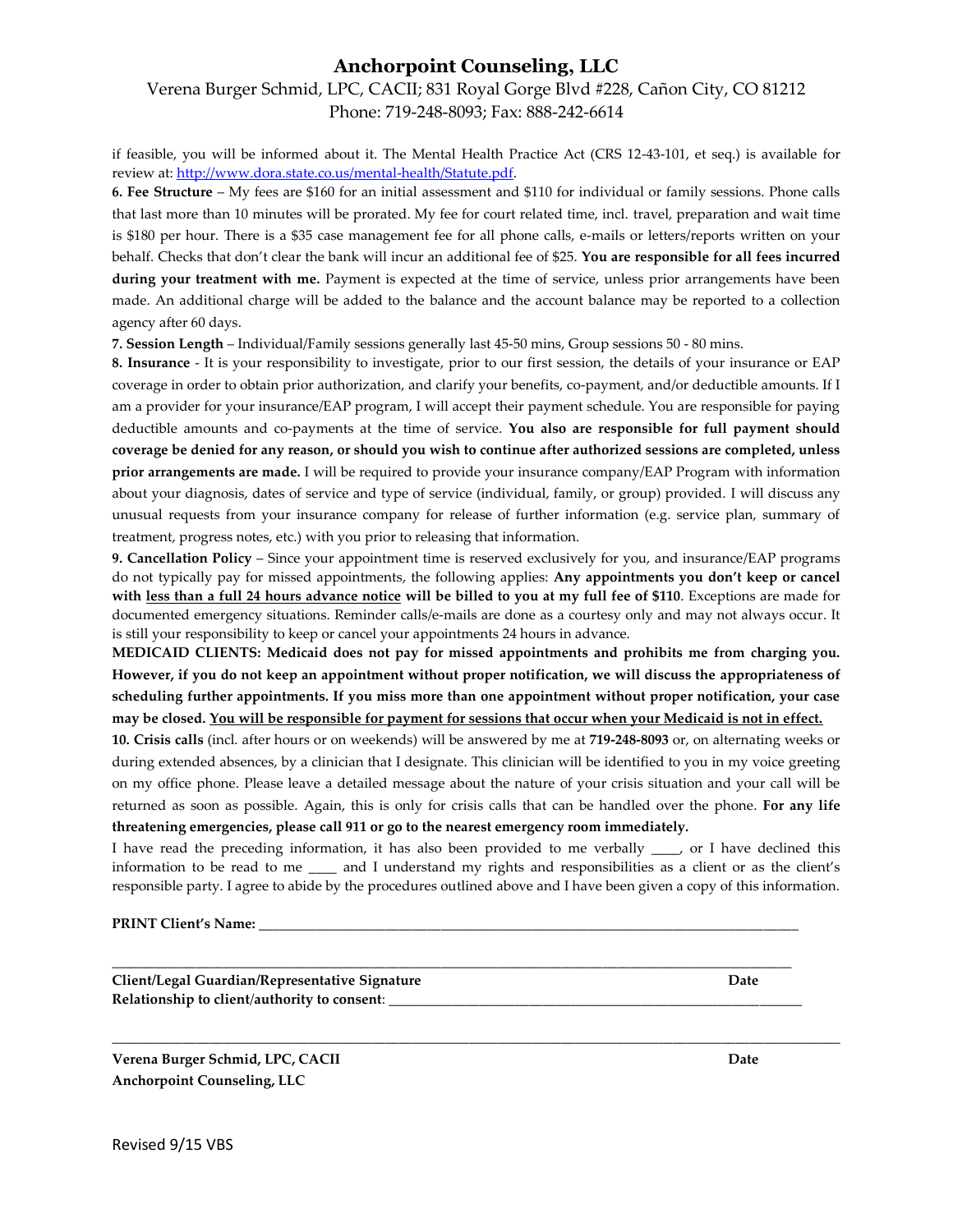# Anchorpoint Counseling, LLC

Verena Burger Schmid, LPC, CACII; 831 Royal Gorge Blvd #228, Cañon City, CO 81212
Phone: 719-248-8093; Fax: 888-242-6614

if feasible, you will be informed about it. The Mental Health Practice Act (CRS 12-43-101, et seq.) is available for review at: [http://www.dora.state.co.us/mental-health/Statute.pdf](http://www.dora.state.co.us/mental-health/Statute.pdf).

**6. Fee Structure** – My fees are $160 for an initial assessment and $110 for individual or family sessions. Phone calls that last more than 10 minutes will be prorated. My fee for court related time, incl. travel, preparation and wait time is $180 per hour. There is a $35 case management fee for all phone calls, e-mails or letters/reports written on your behalf. Checks that don't clear the bank will incur an additional fee of $25. **You are responsible for all fees incurred during your treatment with me.** Payment is expected at the time of service, unless prior arrangements have been made. An additional charge will be added to the balance and the account balance may be reported to a collection agency after 60 days.

**7. Session Length** – Individual/Family sessions generally last 45-50 mins, Group sessions 50 - 80 mins.

**8. Insurance** - It is your responsibility to investigate, prior to our first session, the details of your insurance or EAP coverage in order to obtain prior authorization, and clarify your benefits, co-payment, and/or deductible amounts. If I am a provider for your insurance/EAP program, I will accept their payment schedule. You are responsible for paying deductible amounts and co-payments at the time of service. **You also are responsible for full payment should coverage be denied for any reason, or should you wish to continue after authorized sessions are completed, unless prior arrangements are made.** I will be required to provide your insurance company/EAP Program with information about your diagnosis, dates of service and type of service (individual, family, or group) provided. I will discuss any unusual requests from your insurance company for release of further information (e.g. service plan, summary of treatment, progress notes, etc.) with you prior to releasing that information.

**9. Cancellation Policy** – Since your appointment time is reserved exclusively for you, and insurance/EAP programs do not typically pay for missed appointments, the following applies: **Any appointments you don't keep or cancel with <u>less than a full 24 hours advance notice</u> will be billed to you at my full fee of $110**. Exceptions are made for documented emergency situations. Reminder calls/e-mails are done as a courtesy only and may not always occur. It is still your responsibility to keep or cancel your appointments 24 hours in advance.

**MEDICAID CLIENTS: Medicaid does not pay for missed appointments and prohibits me from charging you. However, if you do not keep an appointment without proper notification, we will discuss the appropriateness of scheduling further appointments. If you miss more than one appointment without proper notification, your case may be closed. <u>You will be responsible for payment for sessions that occur when your Medicaid is not in effect.</u>**

**10. Crisis calls** (incl. after hours or on weekends) will be answered by me at **719-248-8093** or, on alternating weeks or during extended absences, by a clinician that I designate. This clinician will be identified to you in my voice greeting on my office phone. Please leave a detailed message about the nature of your crisis situation and your call will be returned as soon as possible. Again, this is only for crisis calls that can be handled over the phone. **For any life threatening emergencies, please call 911 or go to the nearest emergency room immediately.**

I have read the preceding information, it has also been provided to me verbally ____, or I have declined this information to be read to me ____ and I understand my rights and responsibilities as a client or as the client's responsible party. I agree to abide by the procedures outlined above and I have been given a copy of this information.

**PRINT Client's Name:** ______________________________________________

______________________________________________

**Client/Legal Guardian/Representative Signature** **Date**
**Relationship to client/authority to consent**: ______________________________________

______________________________________________

**Verena Burger Schmid, LPC, CACII** **Date**
**Anchorpoint Counseling, LLC**

Revised 9/15 VBS